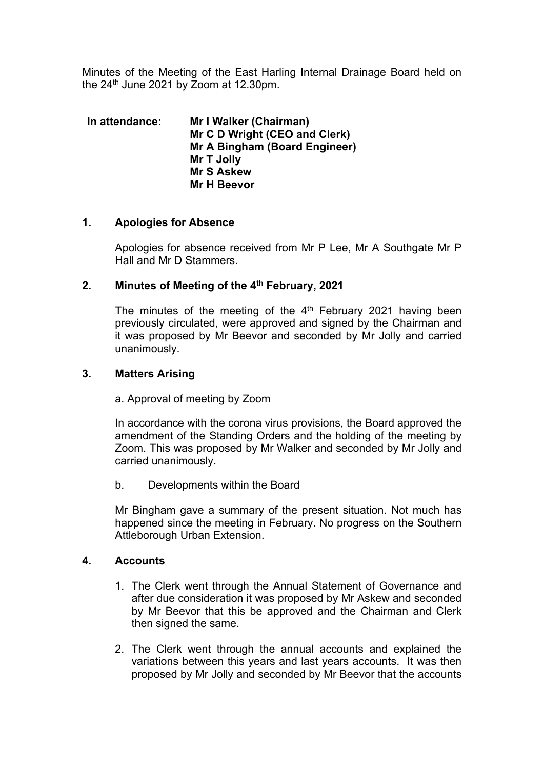Minutes of the Meeting of the East Harling Internal Drainage Board held on the 24th June 2021 by Zoom at 12.30pm.

**In attendance:** **Mr I Walker (Chairman)**
**Mr C D Wright (CEO and Clerk)**
**Mr A Bingham (Board Engineer)**
**Mr T Jolly**
**Mr S Askew**
**Mr H Beevor**

## 1. Apologies for Absence

Apologies for absence received from Mr P Lee, Mr A Southgate Mr P Hall and Mr D Stammers.

## 2. Minutes of Meeting of the 4th February, 2021

The minutes of the meeting of the 4th February 2021 having been previously circulated, were approved and signed by the Chairman and it was proposed by Mr Beevor and seconded by Mr Jolly and carried unanimously.

## 3. Matters Arising

a. Approval of meeting by Zoom

In accordance with the corona virus provisions, the Board approved the amendment of the Standing Orders and the holding of the meeting by Zoom. This was proposed by Mr Walker and seconded by Mr Jolly and carried unanimously.

b. Developments within the Board

Mr Bingham gave a summary of the present situation. Not much has happened since the meeting in February. No progress on the Southern Attleborough Urban Extension.

## 4. Accounts

1. The Clerk went through the Annual Statement of Governance and after due consideration it was proposed by Mr Askew and seconded by Mr Beevor that this be approved and the Chairman and Clerk then signed the same.

2. The Clerk went through the annual accounts and explained the variations between this years and last years accounts. It was then proposed by Mr Jolly and seconded by Mr Beevor that the accounts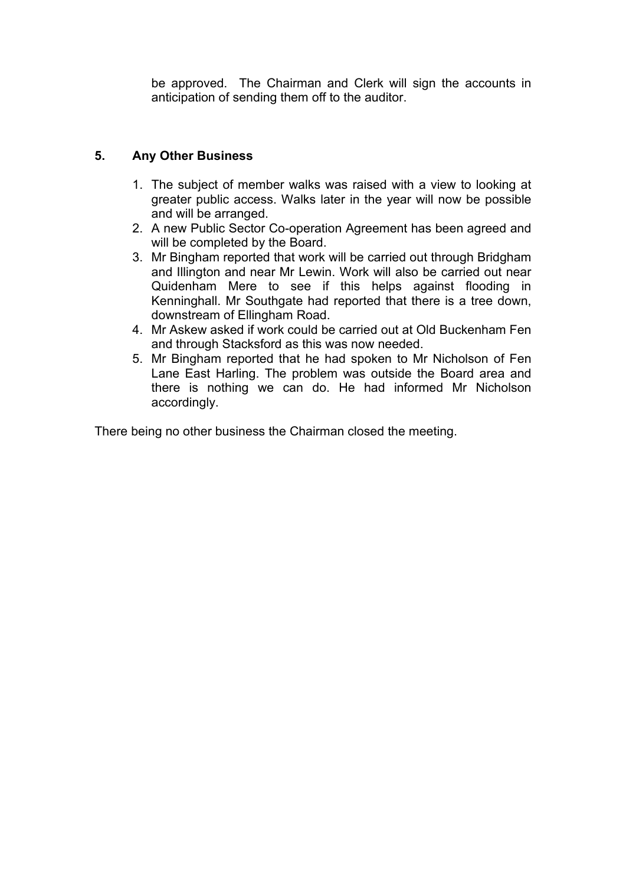be approved. The Chairman and Clerk will sign the accounts in anticipation of sending them off to the auditor.

## 5. Any Other Business

1. The subject of member walks was raised with a view to looking at greater public access. Walks later in the year will now be possible and will be arranged.
2. A new Public Sector Co-operation Agreement has been agreed and will be completed by the Board.
3. Mr Bingham reported that work will be carried out through Bridgham and Illington and near Mr Lewin. Work will also be carried out near Quidenham Mere to see if this helps against flooding in Kenninghall. Mr Southgate had reported that there is a tree down, downstream of Ellingham Road.
4. Mr Askew asked if work could be carried out at Old Buckenham Fen and through Stacksford as this was now needed.
5. Mr Bingham reported that he had spoken to Mr Nicholson of Fen Lane East Harling. The problem was outside the Board area and there is nothing we can do. He had informed Mr Nicholson accordingly.

There being no other business the Chairman closed the meeting.